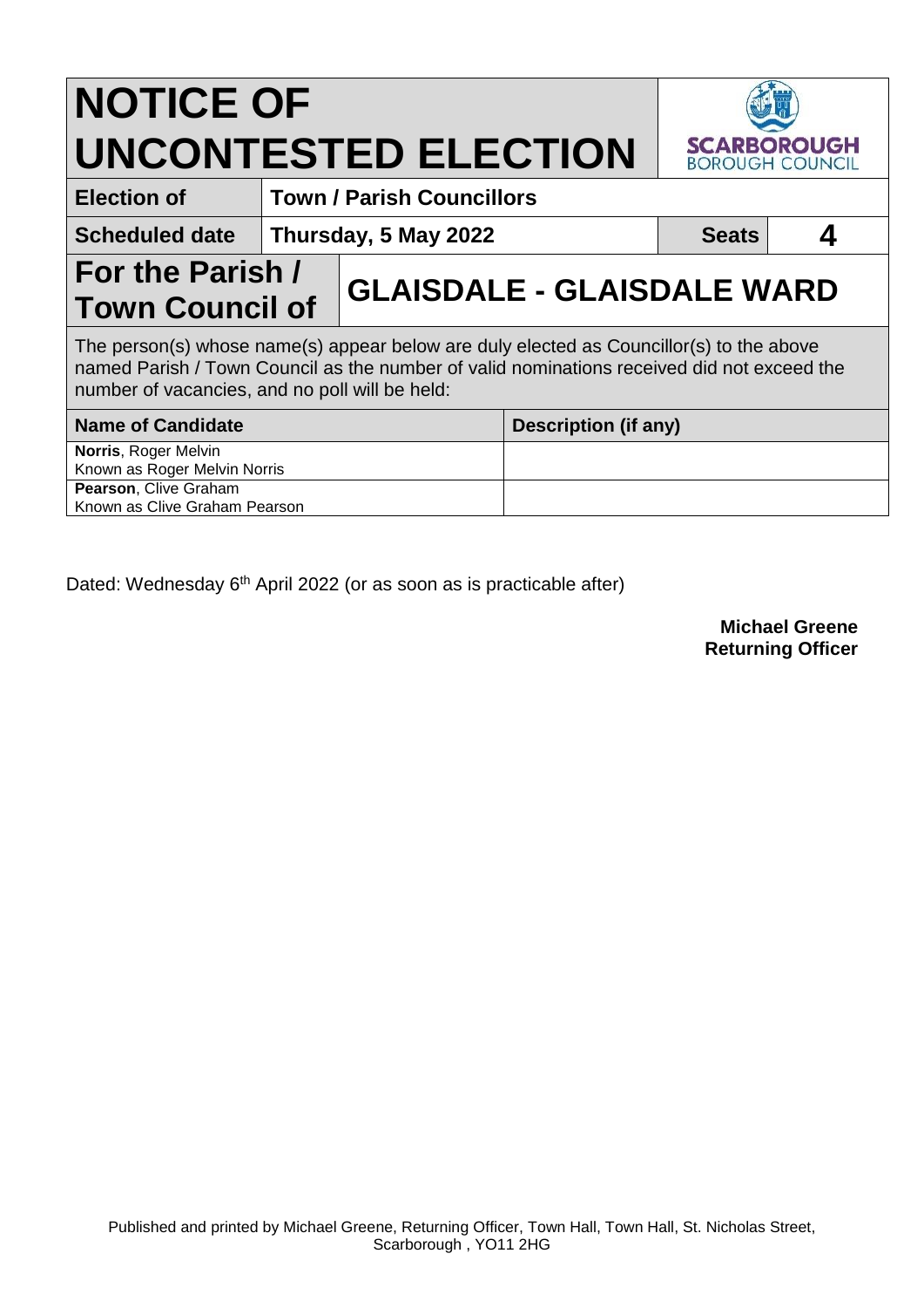# NOTICE OF UNCONTESTED ELECTION

SCARBOROUGH BOROUGH COUNCIL

| **Election of** | **Town / Parish Councillors** | | |
|---|---|---|---|
| **Scheduled date** | **Thursday, 5 May 2022** | **Seats** | **4** |

## For the Parish / Town Council of GLAISDALE - GLAISDALE WARD

The person(s) whose name(s) appear below are duly elected as Councillor(s) to the above named Parish / Town Council as the number of valid nominations received did not exceed the number of vacancies, and no poll will be held:

| Name of Candidate | Description (if any) |
|---|---|
| **Norris**, Roger Melvin<br>Known as Roger Melvin Norris | |
| **Pearson**, Clive Graham<br>Known as Clive Graham Pearson | |

Dated: Wednesday 6th April 2022 (or as soon as is practicable after)

**Michael Greene**
**Returning Officer**

Published and printed by Michael Greene, Returning Officer, Town Hall, Town Hall, St. Nicholas Street, Scarborough , YO11 2HG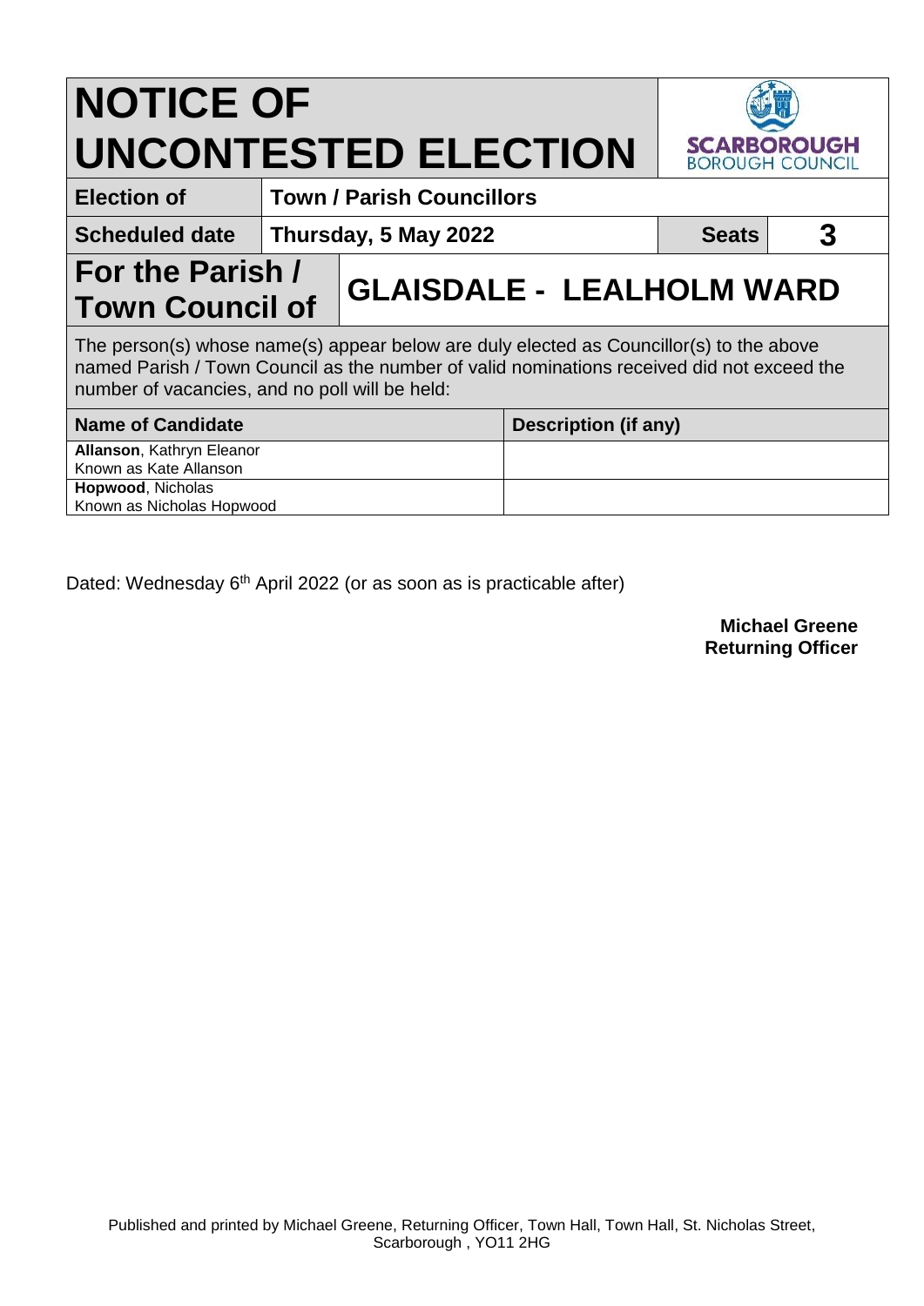# NOTICE OF UNCONTESTED ELECTION

SCARBOROUGH BOROUGH COUNCIL

| | | | |
|---|---|---|---|
| **Election of** | **Town / Parish Councillors** | | |
| **Scheduled date** | **Thursday, 5 May 2022** | **Seats** | **3** |
| **For the Parish / Town Council of** | **GLAISDALE - LEALHOLM WARD** | | |

The person(s) whose name(s) appear below are duly elected as Councillor(s) to the above named Parish / Town Council as the number of valid nominations received did not exceed the number of vacancies, and no poll will be held:

| Name of Candidate | Description (if any) |
|---|---|
| **Allanson**, Kathryn Eleanor<br>Known as Kate Allanson | |
| **Hopwood**, Nicholas<br>Known as Nicholas Hopwood | |

Dated: Wednesday 6th April 2022 (or as soon as is practicable after)

**Michael Greene**
**Returning Officer**

Published and printed by Michael Greene, Returning Officer, Town Hall, Town Hall, St. Nicholas Street, Scarborough , YO11 2HG